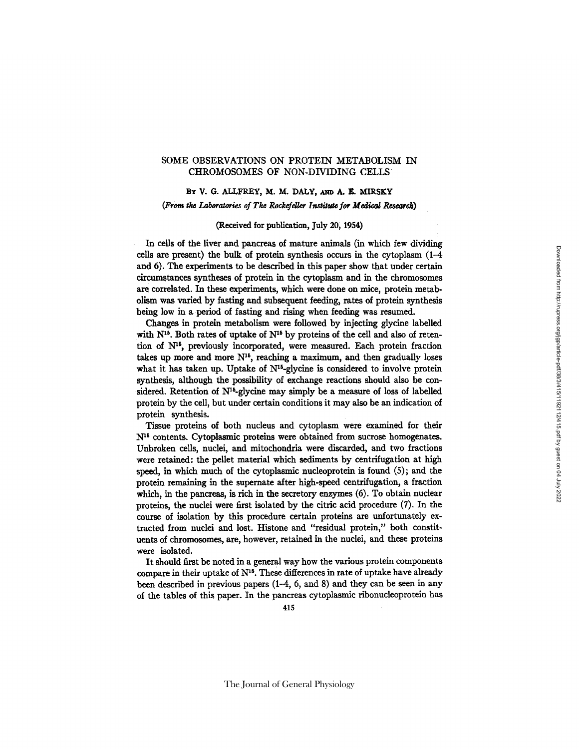# SOME OBSERVATIONS ON PROTEIN METABOLISM IN CHROMOSOMES OF NON-DIVIDING CELLS

By V. G. ALLFREY, M. M. DALY, and A. E. MIRSKY

*(From the Laboratories of The Rockefeller Institute for Medical Research)*

(Received for publication, July 20, 1954)

In cells of the liver and pancreas of mature animals (in which few dividing cells are present) the bulk of protein synthesis occurs in the cytoplasm (1–4 and 6). The experiments to be described in this paper show that under certain circumstances syntheses of protein in the cytoplasm and in the chromosomes are correlated. In these experiments, which were done on mice, protein metabolism was varied by fasting and subsequent feeding, rates of protein synthesis being low in a period of fasting and rising when feeding was resumed.

Changes in protein metabolism were followed by injecting glycine labelled with $N^{15}$. Both rates of uptake of $N^{15}$ by proteins of the cell and also of retention of $N^{15}$, previously incorporated, were measured. Each protein fraction takes up more and more $N^{15}$, reaching a maximum, and then gradually loses what it has taken up. Uptake of $N^{15}$-glycine is considered to involve protein synthesis, although the possibility of exchange reactions should also be considered. Retention of $N^{15}$-glycine may simply be a measure of loss of labelled protein by the cell, but under certain conditions it may also be an indication of protein synthesis.

Tissue proteins of both nucleus and cytoplasm were examined for their $N^{15}$ contents. Cytoplasmic proteins were obtained from sucrose homogenates. Unbroken cells, nuclei, and mitochondria were discarded, and two fractions were retained: the pellet material which sediments by centrifugation at high speed, in which much of the cytoplasmic nucleoprotein is found (5); and the protein remaining in the supernate after high-speed centrifugation, a fraction which, in the pancreas, is rich in the secretory enzymes (6). To obtain nuclear proteins, the nuclei were first isolated by the citric acid procedure (7). In the course of isolation by this procedure certain proteins are unfortunately extracted from nuclei and lost. Histone and "residual protein," both constituents of chromosomes, are, however, retained in the nuclei, and these proteins were isolated.

It should first be noted in a general way how the various protein components compare in their uptake of $N^{15}$. These differences in rate of uptake have already been described in previous papers (1–4, 6, and 8) and they can be seen in any of the tables of this paper. In the pancreas cytoplasmic ribonucleoprotein has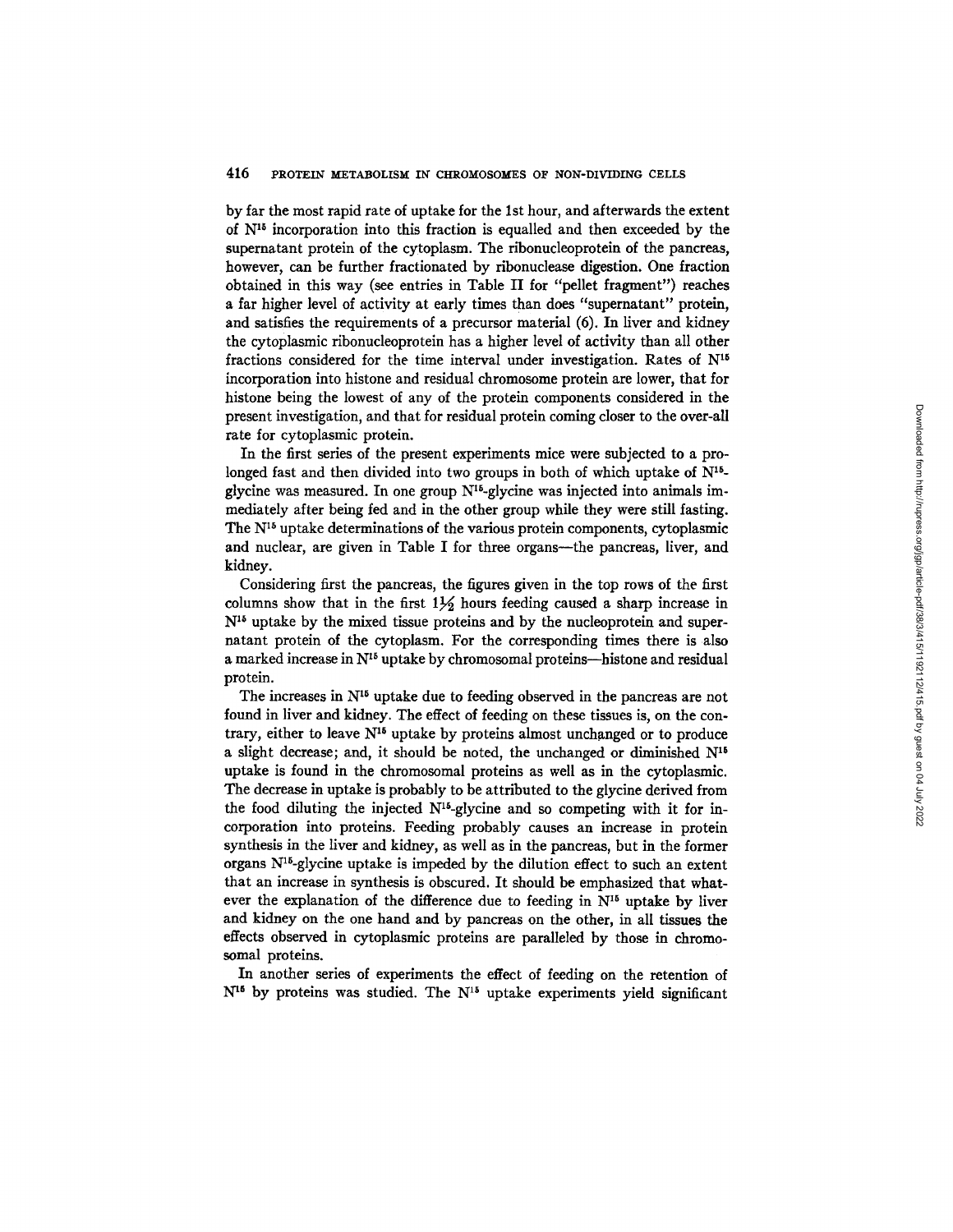by far the most rapid rate of uptake for the 1st hour, and afterwards the extent of $N^{15}$ incorporation into this fraction is equalled and then exceeded by the supernatant protein of the cytoplasm. The ribonucleoprotein of the pancreas, however, can be further fractionated by ribonuclease digestion. One fraction obtained in this way (see entries in Table II for "pellet fragment") reaches a far higher level of activity at early times than does "supernatant" protein, and satisfies the requirements of a precursor material (6). In liver and kidney the cytoplasmic ribonucleoprotein has a higher level of activity than all other fractions considered for the time interval under investigation. Rates of $N^{15}$ incorporation into histone and residual chromosome protein are lower, that for histone being the lowest of any of the protein components considered in the present investigation, and that for residual protein coming closer to the over-all rate for cytoplasmic protein.

In the first series of the present experiments mice were subjected to a prolonged fast and then divided into two groups in both of which uptake of $N^{15}$-glycine was measured. In one group $N^{15}$-glycine was injected into animals immediately after being fed and in the other group while they were still fasting. The $N^{15}$ uptake determinations of the various protein components, cytoplasmic and nuclear, are given in Table I for three organs—the pancreas, liver, and kidney.

Considering first the pancreas, the figures given in the top rows of the first columns show that in the first 1½ hours feeding caused a sharp increase in $N^{15}$ uptake by the mixed tissue proteins and by the nucleoprotein and supernatant protein of the cytoplasm. For the corresponding times there is also a marked increase in $N^{15}$ uptake by chromosomal proteins—histone and residual protein.

The increases in $N^{15}$ uptake due to feeding observed in the pancreas are not found in liver and kidney. The effect of feeding on these tissues is, on the contrary, either to leave $N^{15}$ uptake by proteins almost unchanged or to produce a slight decrease; and, it should be noted, the unchanged or diminished $N^{15}$ uptake is found in the chromosomal proteins as well as in the cytoplasmic. The decrease in uptake is probably to be attributed to the glycine derived from the food diluting the injected $N^{15}$-glycine and so competing with it for incorporation into proteins. Feeding probably causes an increase in protein synthesis in the liver and kidney, as well as in the pancreas, but in the former organs $N^{15}$-glycine uptake is impeded by the dilution effect to such an extent that an increase in synthesis is obscured. It should be emphasized that whatever the explanation of the difference due to feeding in $N^{15}$ uptake by liver and kidney on the one hand and by pancreas on the other, in all tissues the effects observed in cytoplasmic proteins are paralleled by those in chromosomal proteins.

In another series of experiments the effect of feeding on the retention of $N^{15}$ by proteins was studied. The $N^{15}$ uptake experiments yield significant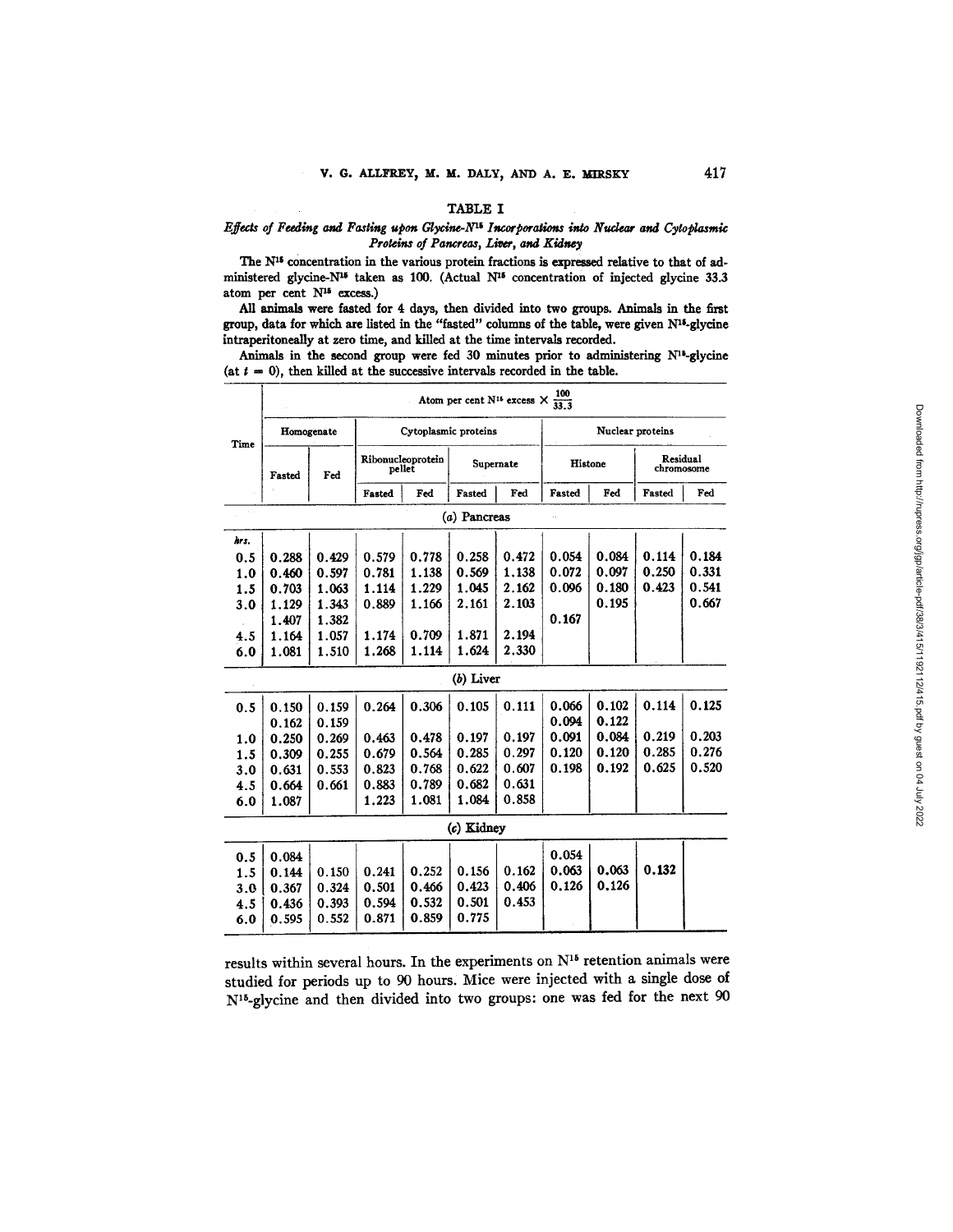## TABLE I

*Effects of Feeding and Fasting upon Glycine-$N^{15}$ Incorporations into Nuclear and Cytoplasmic Proteins of Pancreas, Liver, and Kidney*

The $N^{15}$ concentration in the various protein fractions is expressed relative to that of administered glycine-$N^{15}$ taken as 100. (Actual $N^{15}$ concentration of injected glycine 33.3 atom per cent $N^{15}$ excess.)

All animals were fasted for 4 days, then divided into two groups. Animals in the first group, data for which are listed in the "fasted" columns of the table, were given $N^{15}$-glycine intraperitoneally at zero time, and killed at the time intervals recorded.

Animals in the second group were fed 30 minutes prior to administering $N^{15}$-glycine (at $t = 0$), then killed at the successive intervals recorded in the table.

| Time | Atom per cent $N^{15}$ excess $\times \frac{100}{33.3}$ | | | | | | | | | |
|---|---|---|---|---|---|---|---|---|---|---|
| | Homogenate | | Cytoplasmic proteins | | | | Nuclear proteins | | | |
| | | | Ribonucleoprotein pellet | | Supernate | | Histone | | Residual chromosome | |
| | Fasted | Fed | Fasted | Fed | Fasted | Fed | Fasted | Fed | Fasted | Fed |
| | | | | | *(a) Pancreas* | | | | | |
| *hrs.* | | | | | | | | | | |
| 0.5 | 0.288 | 0.429 | 0.579 | 0.778 | 0.258 | 0.472 | 0.054 | 0.084 | 0.114 | 0.184 |
| 1.0 | 0.460 | 0.597 | 0.781 | 1.138 | 0.569 | 1.138 | 0.072 | 0.097 | 0.250 | 0.331 |
| 1.5 | 0.703 | 1.063 | 1.114 | 1.229 | 1.045 | 2.162 | 0.096 | 0.180 | 0.423 | 0.541 |
| 3.0 | 1.129 | 1.343 | 0.889 | 1.166 | 2.161 | 2.103 | | 0.195 | | 0.667 |
| | 1.407 | 1.382 | | | | | 0.167 | | | |
| 4.5 | 1.164 | 1.057 | 1.174 | 0.709 | 1.871 | 2.194 | | | | |
| 6.0 | 1.081 | 1.510 | 1.268 | 1.114 | 1.624 | 2.330 | | | | |
| | | | | | *(b) Liver* | | | | | |
| 0.5 | 0.150 | 0.159 | 0.264 | 0.306 | 0.105 | 0.111 | 0.066 | 0.102 | 0.114 | 0.125 |
| | 0.162 | 0.159 | | | | | 0.094 | 0.122 | | |
| 1.0 | 0.250 | 0.269 | 0.463 | 0.478 | 0.197 | 0.197 | 0.091 | 0.084 | 0.219 | 0.203 |
| 1.5 | 0.309 | 0.255 | 0.679 | 0.564 | 0.285 | 0.297 | 0.120 | 0.120 | 0.285 | 0.276 |
| 3.0 | 0.631 | 0.553 | 0.823 | 0.768 | 0.622 | 0.607 | 0.198 | 0.192 | 0.625 | 0.520 |
| 4.5 | 0.664 | 0.661 | 0.883 | 0.789 | 0.682 | 0.631 | | | | |
| 6.0 | 1.087 | | 1.223 | 1.081 | 1.084 | 0.858 | | | | |
| | | | | | *(c) Kidney* | | | | | |
| 0.5 | 0.084 | | | | | | 0.054 | | | |
| 1.5 | 0.144 | 0.150 | 0.241 | 0.252 | 0.156 | 0.162 | 0.063 | 0.063 | 0.132 | |
| 3.0 | 0.367 | 0.324 | 0.501 | 0.466 | 0.423 | 0.406 | 0.126 | 0.126 | | |
| 4.5 | 0.436 | 0.393 | 0.594 | 0.532 | 0.501 | 0.453 | | | | |
| 6.0 | 0.595 | 0.552 | 0.871 | 0.859 | 0.775 | | | | | |

results within several hours. In the experiments on $N^{15}$ retention animals were studied for periods up to 90 hours. Mice were injected with a single dose of $N^{15}$-glycine and then divided into two groups: one was fed for the next 90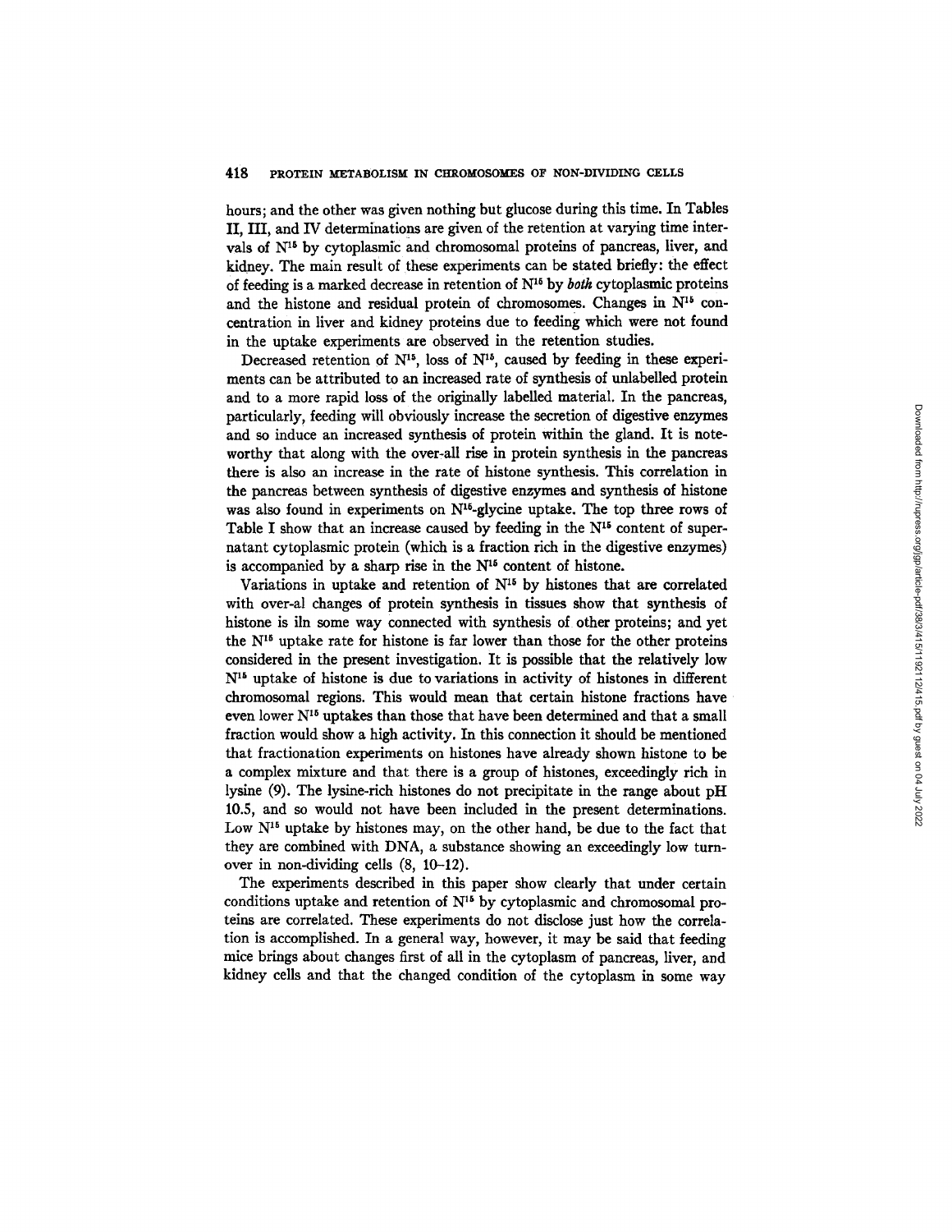hours; and the other was given nothing but glucose during this time. In Tables II, III, and IV determinations are given of the retention at varying time intervals of $N^{15}$ by cytoplasmic and chromosomal proteins of pancreas, liver, and kidney. The main result of these experiments can be stated briefly: the effect of feeding is a marked decrease in retention of $N^{15}$ by *both* cytoplasmic proteins and the histone and residual protein of chromosomes. Changes in $N^{15}$ concentration in liver and kidney proteins due to feeding which were not found in the uptake experiments are observed in the retention studies.

Decreased retention of $N^{15}$, loss of $N^{15}$, caused by feeding in these experiments can be attributed to an increased rate of synthesis of unlabelled protein and to a more rapid loss of the originally labelled material. In the pancreas, particularly, feeding will obviously increase the secretion of digestive enzymes and so induce an increased synthesis of protein within the gland. It is noteworthy that along with the over-all rise in protein synthesis in the pancreas there is also an increase in the rate of histone synthesis. This correlation in the pancreas between synthesis of digestive enzymes and synthesis of histone was also found in experiments on $N^{15}$-glycine uptake. The top three rows of Table I show that an increase caused by feeding in the $N^{15}$ content of supernatant cytoplasmic protein (which is a fraction rich in the digestive enzymes) is accompanied by a sharp rise in the $N^{15}$ content of histone.

Variations in uptake and retention of $N^{15}$ by histones that are correlated with over-al changes of protein synthesis in tissues show that synthesis of histone is iln some way connected with synthesis of other proteins; and yet the $N^{15}$ uptake rate for histone is far lower than those for the other proteins considered in the present investigation. It is possible that the relatively low $N^{15}$ uptake of histone is due to variations in activity of histones in different chromosomal regions. This would mean that certain histone fractions have even lower $N^{15}$ uptakes than those that have been determined and that a small fraction would show a high activity. In this connection it should be mentioned that fractionation experiments on histones have already shown histone to be a complex mixture and that there is a group of histones, exceedingly rich in lysine (9). The lysine-rich histones do not precipitate in the range about pH 10.5, and so would not have been included in the present determinations. Low $N^{15}$ uptake by histones may, on the other hand, be due to the fact that they are combined with DNA, a substance showing an exceedingly low turnover in non-dividing cells (8, 10–12).

The experiments described in this paper show clearly that under certain conditions uptake and retention of $N^{15}$ by cytoplasmic and chromosomal proteins are correlated. These experiments do not disclose just how the correlation is accomplished. In a general way, however, it may be said that feeding mice brings about changes first of all in the cytoplasm of pancreas, liver, and kidney cells and that the changed condition of the cytoplasm in some way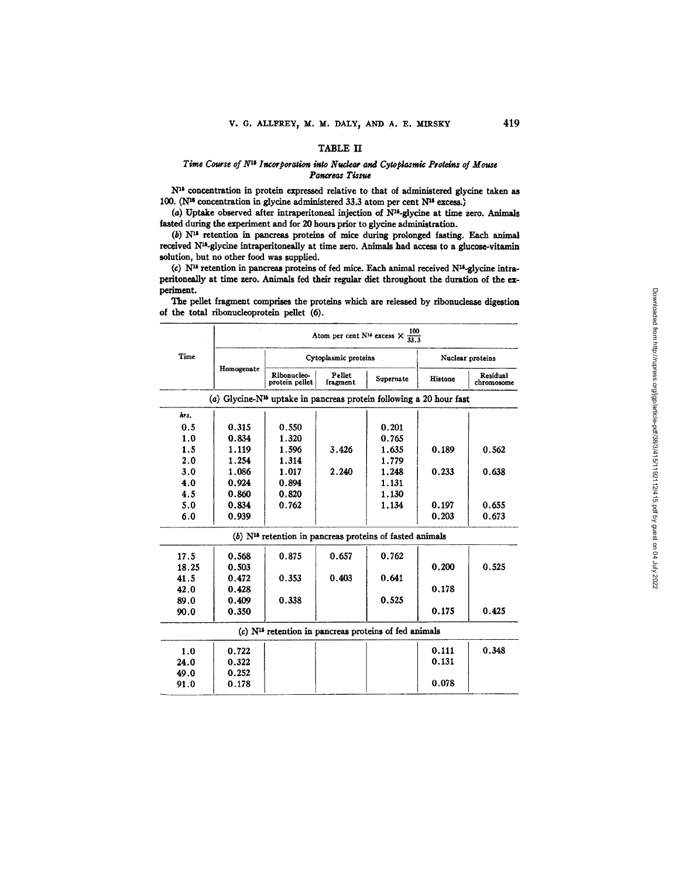## TABLE II

### *Time Course of $N^{15}$ Incorporation into Nuclear and Cytoplasmic Proteins of Mouse Pancreas Tissue*

$N^{15}$ concentration in protein expressed relative to that of administered glycine taken as 100. ($N^{15}$ concentration in glycine administered 33.3 atom per cent $N^{15}$ excess.)

(*a*) Uptake observed after intraperitoneal injection of $N^{15}$-glycine at time zero. Animals fasted during the experiment and for 20 hours prior to glycine administration.

(*b*) $N^{15}$ retention in pancreas proteins of mice during prolonged fasting. Each animal received $N^{15}$-glycine intraperitoneally at time zero. Animals had access to a glucose-vitamin solution, but no other food was supplied.

(*c*) $N^{15}$ retention in pancreas proteins of fed mice. Each animal received $N^{15}$-glycine intraperitoneally at time zero. Animals fed their regular diet throughout the duration of the experiment.

The pellet fragment comprises the proteins which are released by ribonuclease digestion of the total ribonucleoprotein pellet (6).

| Time | Atom per cent $N^{15}$ excess $\times \frac{100}{33.3}$ | | | | | |
|---|---|---|---|---|---|---|
| | Homogenate | Cytoplasmic proteins | | | Nuclear proteins | |
| | | Ribonucleo-protein pellet | Pellet fragment | Supernate | Histone | Residual chromosome |
| | (*a*) Glycine-$N^{15}$ uptake in pancreas protein following a 20 hour fast | | | | | |
| *hrs.* | | | | | | |
| 0.5 | 0.315 | 0.550 | | 0.201 | | |
| 1.0 | 0.834 | 1.320 | | 0.765 | | |
| 1.5 | 1.119 | 1.596 | 3.426 | 1.635 | 0.189 | 0.562 |
| 2.0 | 1.254 | 1.314 | | 1.779 | | |
| 3.0 | 1.086 | 1.017 | 2.240 | 1.248 | 0.233 | 0.638 |
| 4.0 | 0.924 | 0.894 | | 1.131 | | |
| 4.5 | 0.860 | 0.820 | | 1.130 | | |
| 5.0 | 0.834 | 0.762 | | 1.134 | 0.197 | 0.655 |
| 6.0 | 0.939 | | | | 0.203 | 0.673 |
| | (*b*) $N^{15}$ retention in pancreas proteins of fasted animals | | | | | |
| 17.5 | 0.568 | 0.875 | 0.657 | 0.762 | | |
| 18.25 | 0.503 | | | | 0.200 | 0.525 |
| 41.5 | 0.472 | 0.353 | 0.403 | 0.641 | | |
| 42.0 | 0.428 | | | | 0.178 | |
| 89.0 | 0.409 | 0.338 | | 0.525 | | |
| 90.0 | 0.350 | | | | 0.175 | 0.425 |
| | (*c*) $N^{15}$ retention in pancreas proteins of fed animals | | | | | |
| 1.0 | 0.722 | | | | 0.111 | 0.348 |
| 24.0 | 0.322 | | | | 0.131 | |
| 49.0 | 0.252 | | | | | |
| 91.0 | 0.178 | | | | 0.078 | |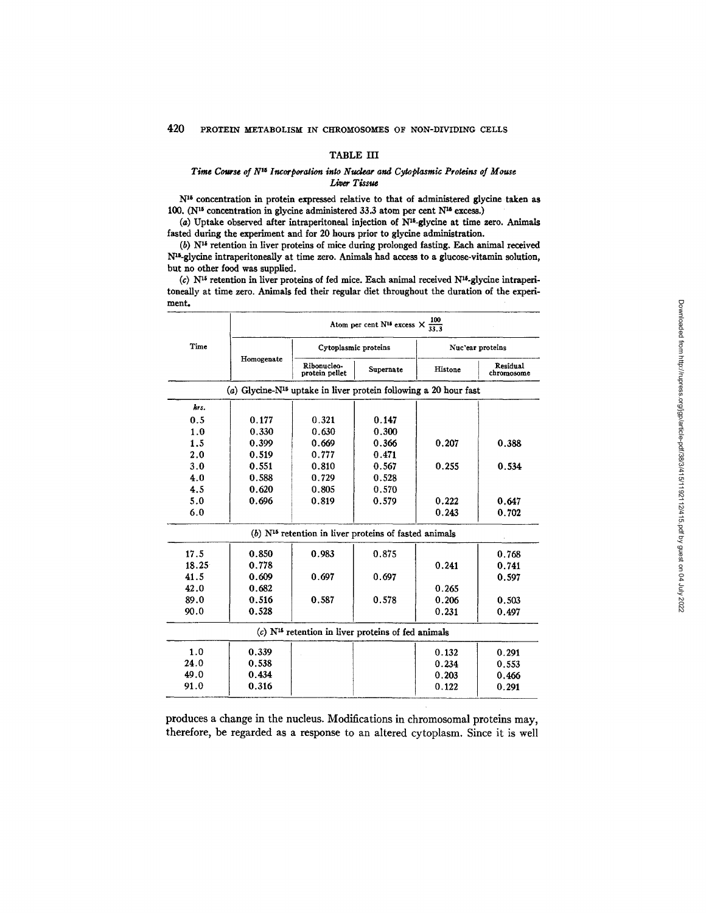### TABLE III

#### *Time Course of $N^{15}$ Incorporation into Nuclear and Cytoplasmic Proteins of Mouse Liver Tissue*

$N^{15}$ concentration in protein expressed relative to that of administered glycine taken as 100. ($N^{15}$ concentration in glycine administered 33.3 atom per cent $N^{15}$ excess.)

(*a*) Uptake observed after intraperitoneal injection of $N^{15}$-glycine at time zero. Animals fasted during the experiment and for 20 hours prior to glycine administration.

(*b*) $N^{15}$ retention in liver proteins of mice during prolonged fasting. Each animal received $N^{15}$-glycine intraperitoneally at time zero. Animals had access to a glucose-vitamin solution, but no other food was supplied.

(*c*) $N^{15}$ retention in liver proteins of fed mice. Each animal received $N^{15}$-glycine intraperitoneally at time zero. Animals fed their regular diet throughout the duration of the experiment.

| Time | Atom per cent $N^{15}$ excess $\times \frac{100}{33.3}$ | | | | |
|---|---|---|---|---|---|
| | Homogenate | Cytoplasmic proteins | | Nuclear proteins | |
| | | Ribonucleo-protein pellet | Supernate | Histone | Residual chromosome |
| | (*a*) Glycine-$N^{15}$ uptake in liver protein following a 20 hour fast | | | | |
| *hrs.* | | | | | |
| 0.5 | 0.177 | 0.321 | 0.147 | | |
| 1.0 | 0.330 | 0.630 | 0.300 | | |
| 1.5 | 0.399 | 0.669 | 0.366 | 0.207 | 0.388 |
| 2.0 | 0.519 | 0.777 | 0.471 | | |
| 3.0 | 0.551 | 0.810 | 0.567 | 0.255 | 0.534 |
| 4.0 | 0.588 | 0.729 | 0.528 | | |
| 4.5 | 0.620 | 0.805 | 0.570 | | |
| 5.0 | 0.696 | 0.819 | 0.579 | 0.222 | 0.647 |
| 6.0 | | | | 0.243 | 0.702 |
| | (*b*) $N^{15}$ retention in liver proteins of fasted animals | | | | |
| 17.5 | 0.850 | 0.983 | 0.875 | | 0.768 |
| 18.25 | 0.778 | | | 0.241 | 0.741 |
| 41.5 | 0.609 | 0.697 | 0.697 | | 0.597 |
| 42.0 | 0.682 | | | 0.265 | |
| 89.0 | 0.516 | 0.587 | 0.578 | 0.206 | 0.503 |
| 90.0 | 0.528 | | | 0.231 | 0.497 |
| | (*c*) $N^{15}$ retention in liver proteins of fed animals | | | | |
| 1.0 | 0.339 | | | 0.132 | 0.291 |
| 24.0 | 0.538 | | | 0.234 | 0.553 |
| 49.0 | 0.434 | | | 0.203 | 0.466 |
| 91.0 | 0.316 | | | 0.122 | 0.291 |

produces a change in the nucleus. Modifications in chromosomal proteins may, therefore, be regarded as a response to an altered cytoplasm. Since it is well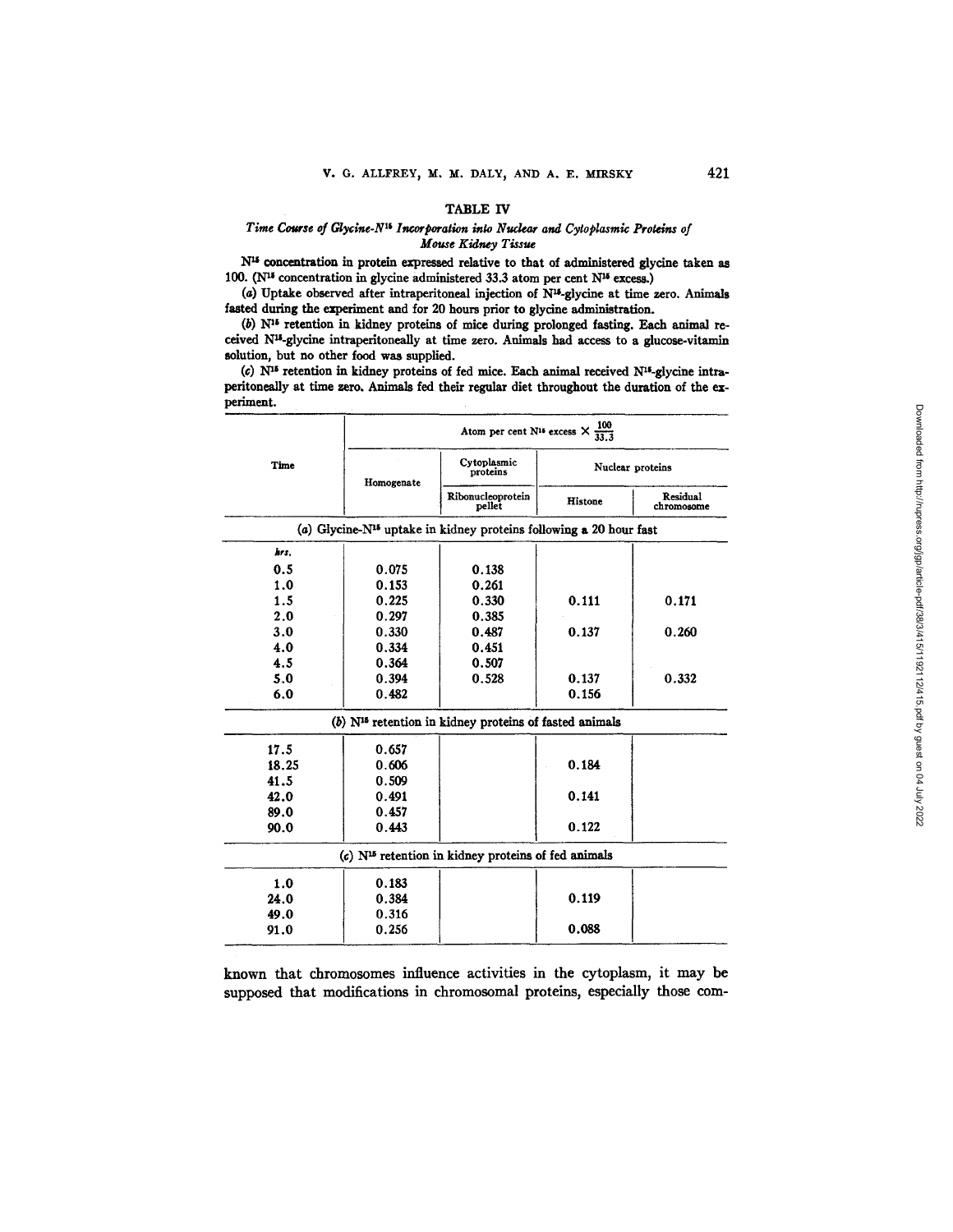### TABLE IV

*Time Course of Glycine-$N^{15}$ Incorporation into Nuclear and Cytoplasmic Proteins of Mouse Kidney Tissue*

$N^{15}$ concentration in protein expressed relative to that of administered glycine taken as 100. ($N^{15}$ concentration in glycine administered 33.3 atom per cent $N^{15}$ excess.)

(*a*) Uptake observed after intraperitoneal injection of $N^{15}$-glycine at time zero. Animals fasted during the experiment and for 20 hours prior to glycine administration.

(*b*) $N^{15}$ retention in kidney proteins of mice during prolonged fasting. Each animal received $N^{15}$-glycine intraperitoneally at time zero. Animals had access to a glucose-vitamin solution, but no other food was supplied.

(*c*) $N^{15}$ retention in kidney proteins of fed mice. Each animal received $N^{15}$-glycine intraperitoneally at time zero. Animals fed their regular diet throughout the duration of the experiment.

| Time | Atom per cent $N^{15}$ excess $\times \frac{100}{33.3}$ | | | |
|---|---|---|---|---|
| | Homogenate | Cytoplasmic proteins | Nuclear proteins | |
| | | Ribonucleoprotein pellet | Histone | Residual chromosome |
| (*a*) Glycine-$N^{15}$ uptake in kidney proteins following a 20 hour fast | | | | |
| *hrs.* | | | | |
| 0.5 | 0.075 | 0.138 | | |
| 1.0 | 0.153 | 0.261 | | |
| 1.5 | 0.225 | 0.330 | 0.111 | 0.171 |
| 2.0 | 0.297 | 0.385 | | |
| 3.0 | 0.330 | 0.487 | 0.137 | 0.260 |
| 4.0 | 0.334 | 0.451 | | |
| 4.5 | 0.364 | 0.507 | | |
| 5.0 | 0.394 | 0.528 | 0.137 | 0.332 |
| 6.0 | 0.482 | | 0.156 | |
| (*b*) $N^{15}$ retention in kidney proteins of fasted animals | | | | |
| 17.5 | 0.657 | | | |
| 18.25 | 0.606 | | 0.184 | |
| 41.5 | 0.509 | | | |
| 42.0 | 0.491 | | 0.141 | |
| 89.0 | 0.457 | | | |
| 90.0 | 0.443 | | 0.122 | |
| (*c*) $N^{15}$ retention in kidney proteins of fed animals | | | | |
| 1.0 | 0.183 | | | |
| 24.0 | 0.384 | | 0.119 | |
| 49.0 | 0.316 | | | |
| 91.0 | 0.256 | | 0.088 | |

known that chromosomes influence activities in the cytoplasm, it may be supposed that modifications in chromosomal proteins, especially those com-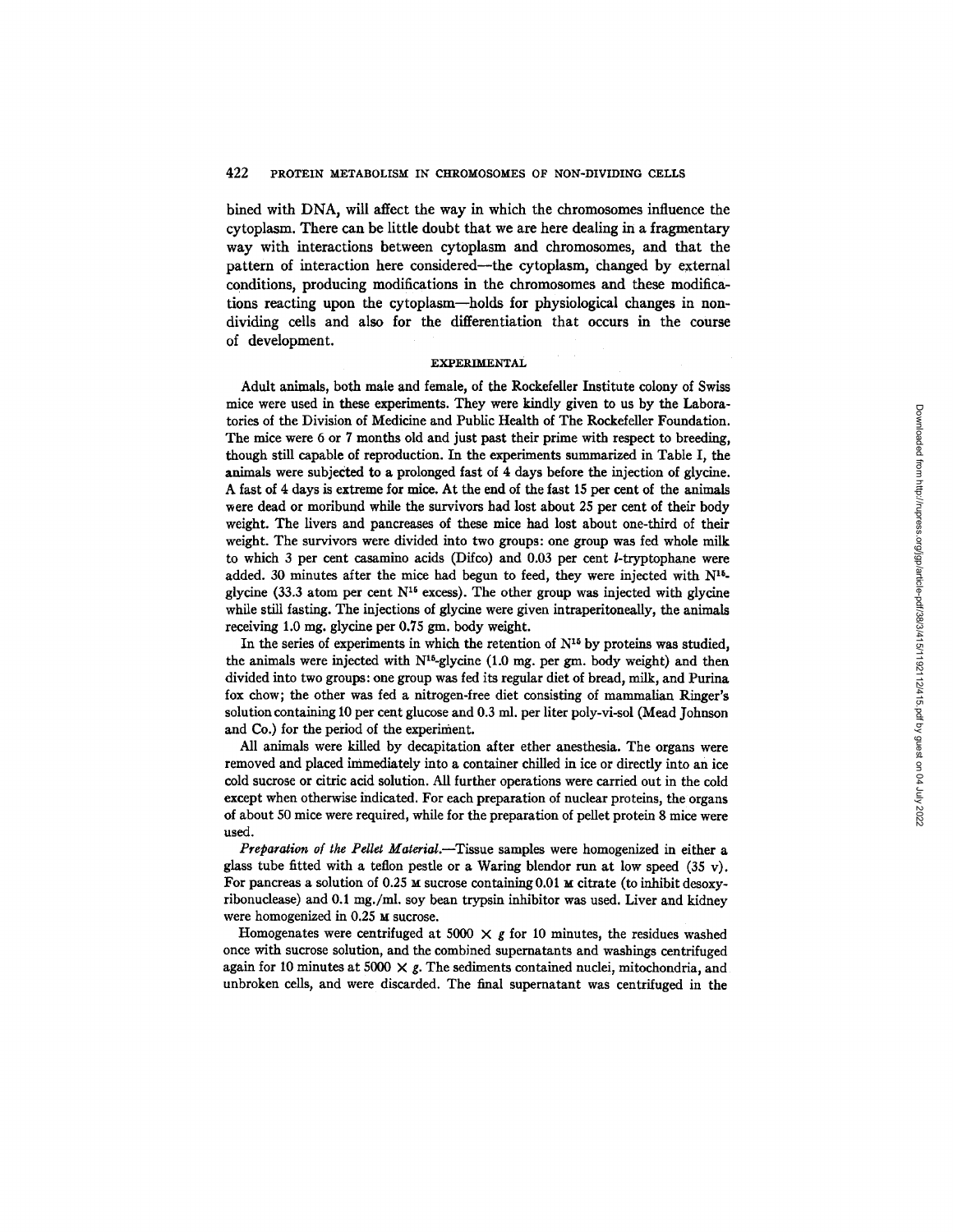bined with DNA, will affect the way in which the chromosomes influence the cytoplasm. There can be little doubt that we are here dealing in a fragmentary way with interactions between cytoplasm and chromosomes, and that the pattern of interaction here considered—the cytoplasm, changed by external conditions, producing modifications in the chromosomes and these modifications reacting upon the cytoplasm—holds for physiological changes in non-dividing cells and also for the differentiation that occurs in the course of development.

## EXPERIMENTAL

Adult animals, both male and female, of the Rockefeller Institute colony of Swiss mice were used in these experiments. They were kindly given to us by the Laboratories of the Division of Medicine and Public Health of The Rockefeller Foundation. The mice were 6 or 7 months old and just past their prime with respect to breeding, though still capable of reproduction. In the experiments summarized in Table I, the animals were subjected to a prolonged fast of 4 days before the injection of glycine. A fast of 4 days is extreme for mice. At the end of the fast 15 per cent of the animals were dead or moribund while the survivors had lost about 25 per cent of their body weight. The livers and pancreases of these mice had lost about one-third of their weight. The survivors were divided into two groups: one group was fed whole milk to which 3 per cent casamino acids (Difco) and 0.03 per cent *l*-tryptophane were added. 30 minutes after the mice had begun to feed, they were injected with $N^{15}$-glycine (33.3 atom per cent $N^{15}$ excess). The other group was injected with glycine while still fasting. The injections of glycine were given intraperitoneally, the animals receiving 1.0 mg. glycine per 0.75 gm. body weight.

In the series of experiments in which the retention of $N^{15}$ by proteins was studied, the animals were injected with $N^{15}$-glycine (1.0 mg. per gm. body weight) and then divided into two groups: one group was fed its regular diet of bread, milk, and Purina fox chow; the other was fed a nitrogen-free diet consisting of mammalian Ringer's solution containing 10 per cent glucose and 0.3 ml. per liter poly-vi-sol (Mead Johnson and Co.) for the period of the experiment.

All animals were killed by decapitation after ether anesthesia. The organs were removed and placed immediately into a container chilled in ice or directly into an ice cold sucrose or citric acid solution. All further operations were carried out in the cold except when otherwise indicated. For each preparation of nuclear proteins, the organs of about 50 mice were required, while for the preparation of pellet protein 8 mice were used.

*Preparation of the Pellet Material.*—Tissue samples were homogenized in either a glass tube fitted with a teflon pestle or a Waring blendor run at low speed (35 v). For pancreas a solution of 0.25 M sucrose containing 0.01 M citrate (to inhibit desoxyribonuclease) and 0.1 mg./ml. soy bean trypsin inhibitor was used. Liver and kidney were homogenized in 0.25 M sucrose.

Homogenates were centrifuged at $5000 \times g$ for 10 minutes, the residues washed once with sucrose solution, and the combined supernatants and washings centrifuged again for 10 minutes at $5000 \times g$. The sediments contained nuclei, mitochondria, and unbroken cells, and were discarded. The final supernatant was centrifuged in the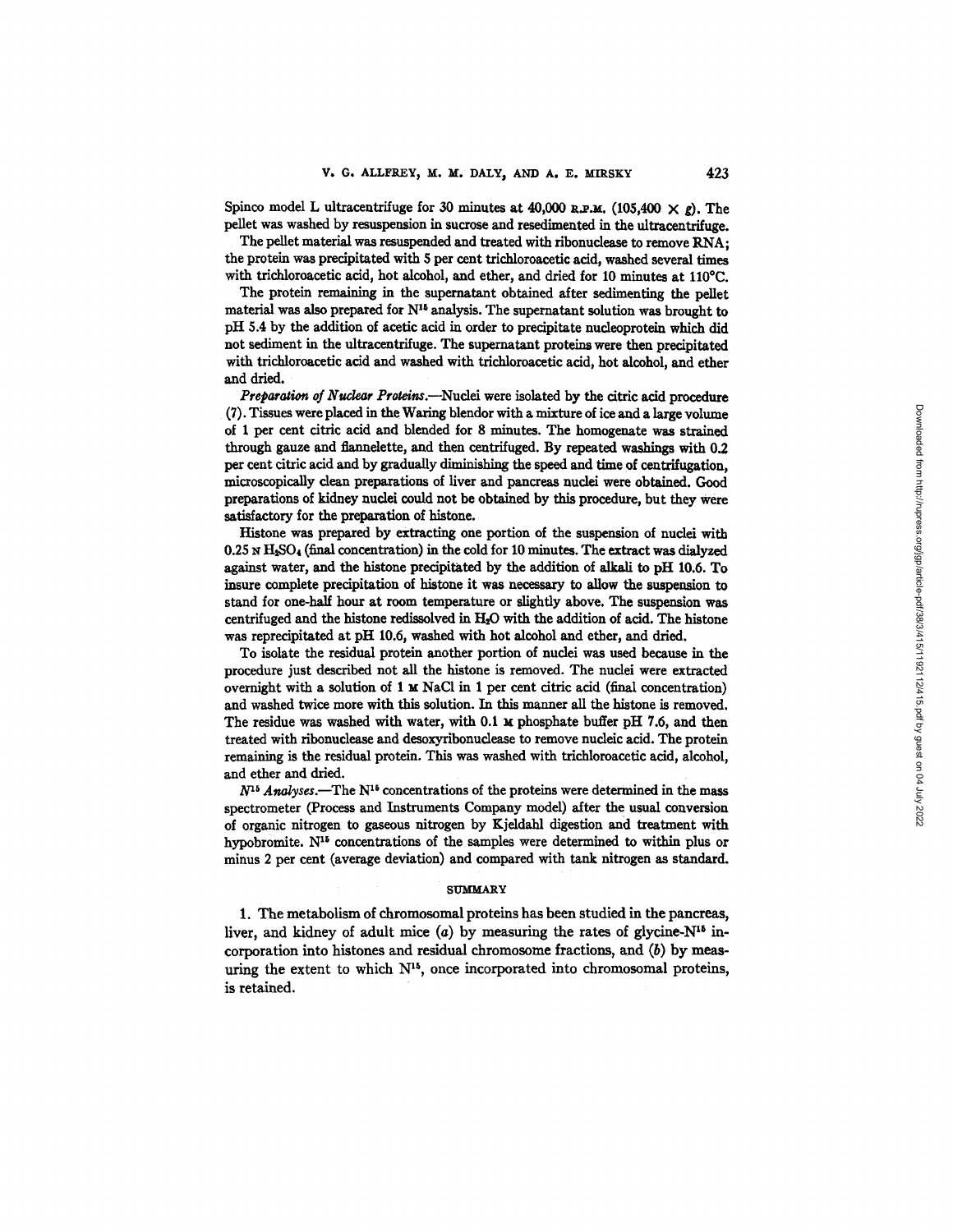Spinco model L ultracentrifuge for 30 minutes at 40,000 R.P.M. (105,400 × g). The pellet was washed by resuspension in sucrose and resedimented in the ultracentrifuge.

The pellet material was resuspended and treated with ribonuclease to remove RNA; the protein was precipitated with 5 per cent trichloroacetic acid, washed several times with trichloroacetic acid, hot alcohol, and ether, and dried for 10 minutes at 110°C.

The protein remaining in the supernatant obtained after sedimenting the pellet material was also prepared for $N^{15}$ analysis. The supernatant solution was brought to pH 5.4 by the addition of acetic acid in order to precipitate nucleoprotein which did not sediment in the ultracentrifuge. The supernatant proteins were then precipitated with trichloroacetic acid and washed with trichloroacetic acid, hot alcohol, and ether and dried.

*Preparation of Nuclear Proteins*.—Nuclei were isolated by the citric acid procedure (7). Tissues were placed in the Waring blendor with a mixture of ice and a large volume of 1 per cent citric acid and blended for 8 minutes. The homogenate was strained through gauze and flannelette, and then centrifuged. By repeated washings with 0.2 per cent citric acid and by gradually diminishing the speed and time of centrifugation, microscopically clean preparations of liver and pancreas nuclei were obtained. Good preparations of kidney nuclei could not be obtained by this procedure, but they were satisfactory for the preparation of histone.

Histone was prepared by extracting one portion of the suspension of nuclei with 0.25 N $H_2SO_4$ (final concentration) in the cold for 10 minutes. The extract was dialyzed against water, and the histone precipitated by the addition of alkali to pH 10.6. To insure complete precipitation of histone it was necessary to allow the suspension to stand for one-half hour at room temperature or slightly above. The suspension was centrifuged and the histone redissolved in $H_2O$ with the addition of acid. The histone was reprecipitated at pH 10.6, washed with hot alcohol and ether, and dried.

To isolate the residual protein another portion of nuclei was used because in the procedure just described not all the histone is removed. The nuclei were extracted overnight with a solution of 1 M NaCl in 1 per cent citric acid (final concentration) and washed twice more with this solution. In this manner all the histone is removed. The residue was washed with water, with 0.1 M phosphate buffer pH 7.6, and then treated with ribonuclease and desoxyribonuclease to remove nucleic acid. The protein remaining is the residual protein. This was washed with trichloroacetic acid, alcohol, and ether and dried.

*$N^{15}$ Analyses*.—The $N^{15}$ concentrations of the proteins were determined in the mass spectrometer (Process and Instruments Company model) after the usual conversion of organic nitrogen to gaseous nitrogen by Kjeldahl digestion and treatment with hypobromite. $N^{15}$ concentrations of the samples were determined to within plus or minus 2 per cent (average deviation) and compared with tank nitrogen as standard.

## SUMMARY

1. The metabolism of chromosomal proteins has been studied in the pancreas, liver, and kidney of adult mice (*a*) by measuring the rates of glycine-$N^{15}$ incorporation into histones and residual chromosome fractions, and (*b*) by measuring the extent to which $N^{15}$, once incorporated into chromosomal proteins, is retained.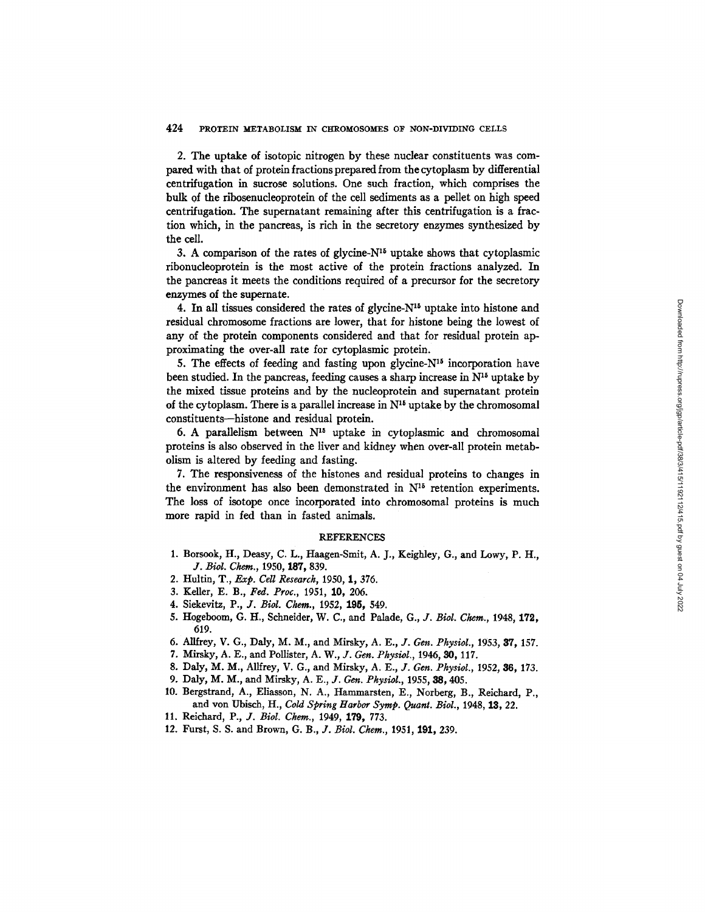2. The uptake of isotopic nitrogen by these nuclear constituents was compared with that of protein fractions prepared from the cytoplasm by differential centrifugation in sucrose solutions. One such fraction, which comprises the bulk of the ribosenucleoprotein of the cell sediments as a pellet on high speed centrifugation. The supernatant remaining after this centrifugation is a fraction which, in the pancreas, is rich in the secretory enzymes synthesized by the cell.

3. A comparison of the rates of glycine-$N^{15}$ uptake shows that cytoplasmic ribonucleoprotein is the most active of the protein fractions analyzed. In the pancreas it meets the conditions required of a precursor for the secretory enzymes of the supernate.

4. In all tissues considered the rates of glycine-$N^{15}$ uptake into histone and residual chromosome fractions are lower, that for histone being the lowest of any of the protein components considered and that for residual protein approximating the over-all rate for cytoplasmic protein.

5. The effects of feeding and fasting upon glycine-$N^{15}$ incorporation have been studied. In the pancreas, feeding causes a sharp increase in $N^{15}$ uptake by the mixed tissue proteins and by the nucleoprotein and supernatant protein of the cytoplasm. There is a parallel increase in $N^{15}$ uptake by the chromosomal constituents—histone and residual protein.

6. A parallelism between $N^{15}$ uptake in cytoplasmic and chromosomal proteins is also observed in the liver and kidney when over-all protein metabolism is altered by feeding and fasting.

7. The responsiveness of the histones and residual proteins to changes in the environment has also been demonstrated in $N^{15}$ retention experiments. The loss of isotope once incorporated into chromosomal proteins is much more rapid in fed than in fasted animals.

## REFERENCES

1. Borsook, H., Deasy, C. L., Haagen-Smit, A. J., Keighley, G., and Lowy, P. H., *J. Biol. Chem.*, 1950, **187**, 839.
2. Hultin, T., *Exp. Cell Research*, 1950, **1**, 376.
3. Keller, E. B., *Fed. Proc.*, 1951, **10**, 206.
4. Siekevitz, P., *J. Biol. Chem.*, 1952, **195**, 549.
5. Hogeboom, G. H., Schneider, W. C., and Palade, G., *J. Biol. Chem.*, 1948, **172**, 619.
6. Allfrey, V. G., Daly, M. M., and Mirsky, A. E., *J. Gen. Physiol.*, 1953, **37**, 157.
7. Mirsky, A. E., and Pollister, A. W., *J. Gen. Physiol.*, 1946, **30**, 117.
8. Daly, M. M., Allfrey, V. G., and Mirsky, A. E., *J. Gen. Physiol.*, 1952, **36**, 173.
9. Daly, M. M., and Mirsky, A. E., *J. Gen. Physiol.*, 1955, **38**, 405.
10. Bergstrand, A., Eliasson, N. A., Hammarsten, E., Norberg, B., Reichard, P., and von Ubisch, H., *Cold Spring Harbor Symp. Quant. Biol.*, 1948, **13**, 22.
11. Reichard, P., *J. Biol. Chem.*, 1949, **179**, 773.
12. Furst, S. S. and Brown, G. B., *J. Biol. Chem.*, 1951, **191**, 239.